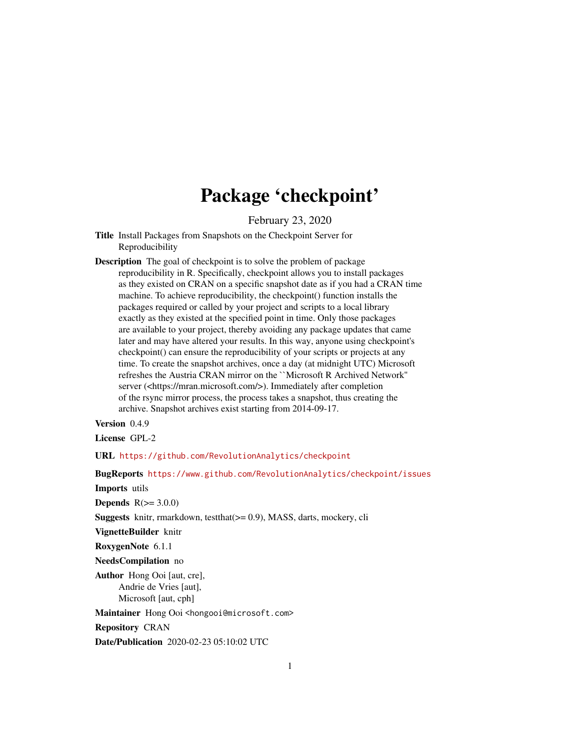# Package 'checkpoint'

February 23, 2020

**Title** Install Packages from Snapshots on the Checkpoint Server for Reproducibility

**Description** The goal of checkpoint is to solve the problem of package reproducibility in R. Specifically, checkpoint allows you to install packages as they existed on CRAN on a specific snapshot date as if you had a CRAN time machine. To achieve reproducibility, the checkpoint() function installs the packages required or called by your project and scripts to a local library exactly as they existed at the specified point in time. Only those packages are available to your project, thereby avoiding any package updates that came later and may have altered your results. In this way, anyone using checkpoint's checkpoint() can ensure the reproducibility of your scripts or projects at any time. To create the snapshot archives, once a day (at midnight UTC) Microsoft refreshes the Austria CRAN mirror on the ``Microsoft R Archived Network'' server (<https://mran.microsoft.com/>). Immediately after completion of the rsync mirror process, the process takes a snapshot, thus creating the archive. Snapshot archives exist starting from 2014-09-17.

**Version** 0.4.9

**License** GPL-2

**URL** https://github.com/RevolutionAnalytics/checkpoint

**BugReports** https://www.github.com/RevolutionAnalytics/checkpoint/issues

**Imports** utils

**Depends** R(>= 3.0.0)

**Suggests** knitr, rmarkdown, testthat(>= 0.9), MASS, darts, mockery, cli

**VignetteBuilder** knitr

**RoxygenNote** 6.1.1

**NeedsCompilation** no

**Author** Hong Ooi [aut, cre],
Andrie de Vries [aut],
Microsoft [aut, cph]

**Maintainer** Hong Ooi <hongooi@microsoft.com>

**Repository** CRAN

**Date/Publication** 2020-02-23 05:10:02 UTC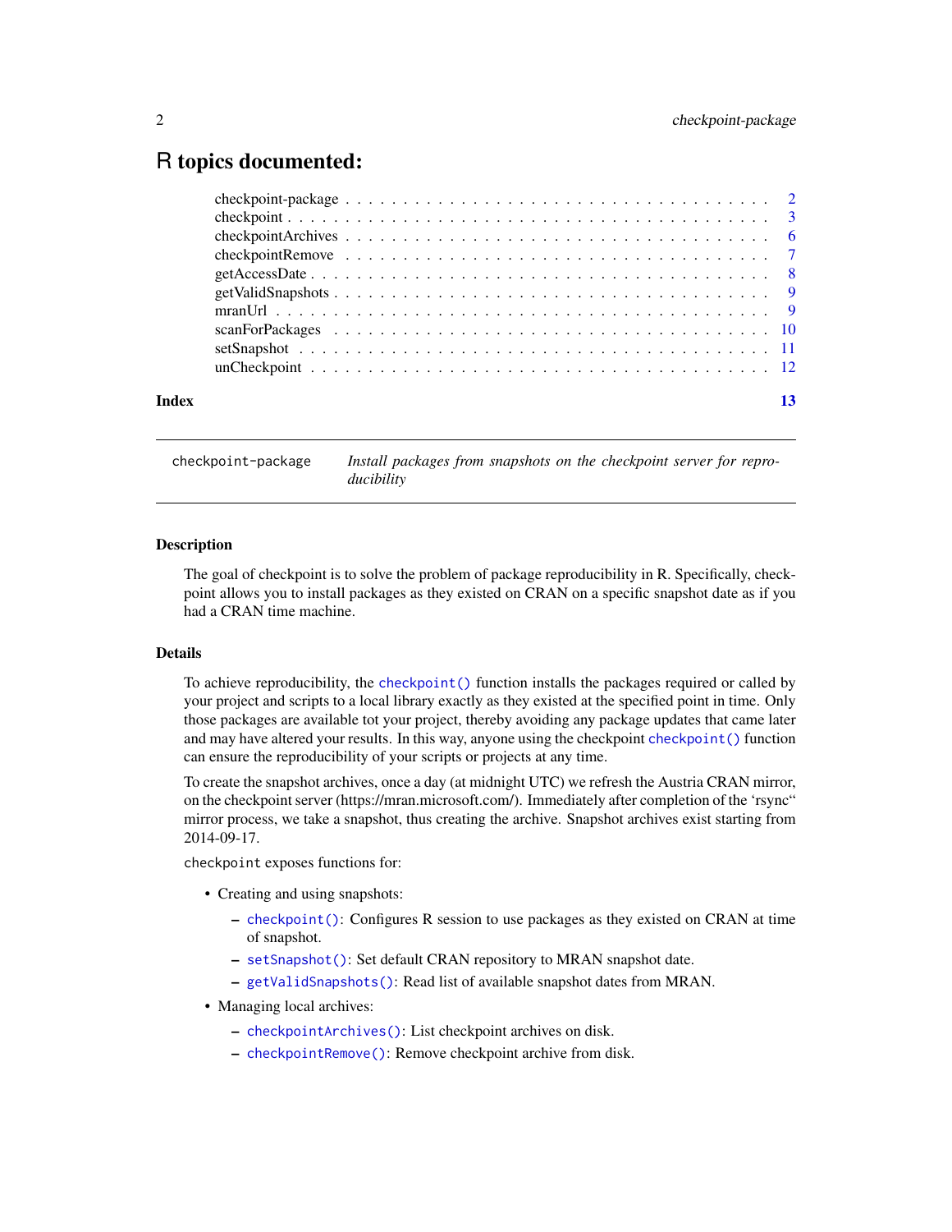# R topics documented:

| | |
|---|---|
| checkpoint-package | 2 |
| checkpoint | 3 |
| checkpointArchives | 6 |
| checkpointRemove | 7 |
| getAccessDate | 8 |
| getValidSnapshots | 9 |
| mranUrl | 9 |
| scanForPackages | 10 |
| setSnapshot | 11 |
| unCheckpoint | 12 |

**Index** 13

---

`checkpoint-package` *Install packages from snapshots on the checkpoint server for reproducibility*

---

### Description

The goal of checkpoint is to solve the problem of package reproducibility in R. Specifically, checkpoint allows you to install packages as they existed on CRAN on a specific snapshot date as if you had a CRAN time machine.

### Details

To achieve reproducibility, the `checkpoint()` function installs the packages required or called by your project and scripts to a local library exactly as they existed at the specified point in time. Only those packages are available tot your project, thereby avoiding any package updates that came later and may have altered your results. In this way, anyone using the checkpoint `checkpoint()` function can ensure the reproducibility of your scripts or projects at any time.

To create the snapshot archives, once a day (at midnight UTC) we refresh the Austria CRAN mirror, on the checkpoint server (https://mran.microsoft.com/). Immediately after completion of the 'rsync" mirror process, we take a snapshot, thus creating the archive. Snapshot archives exist starting from 2014-09-17.

`checkpoint` exposes functions for:

- Creating and using snapshots:
  - `checkpoint()`: Configures R session to use packages as they existed on CRAN at time of snapshot.
  - `setSnapshot()`: Set default CRAN repository to MRAN snapshot date.
  - `getValidSnapshots()`: Read list of available snapshot dates from MRAN.
- Managing local archives:
  - `checkpointArchives()`: List checkpoint archives on disk.
  - `checkpointRemove()`: Remove checkpoint archive from disk.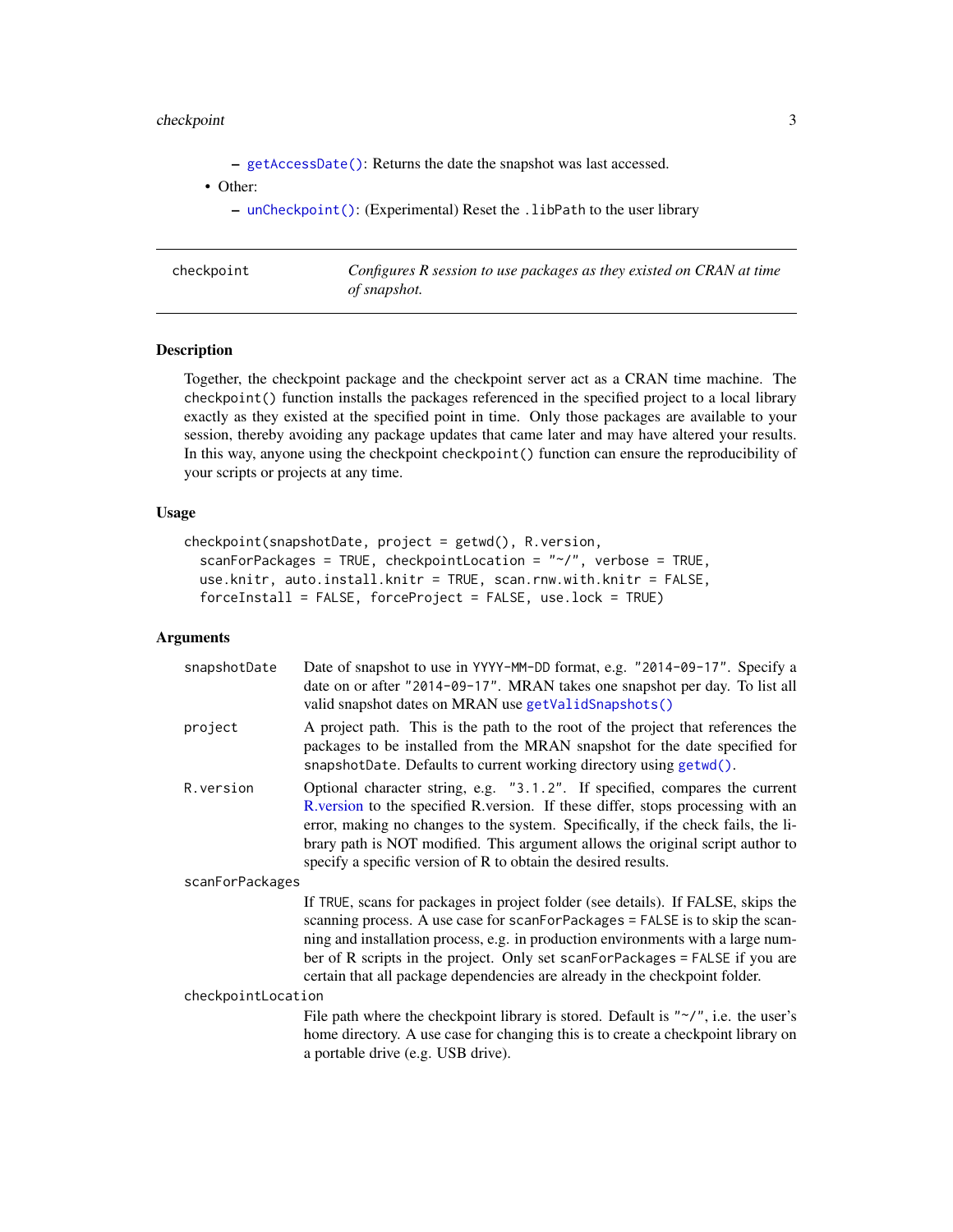- `getAccessDate()`: Returns the date the snapshot was last accessed.
- Other:
  - `unCheckpoint()`: (Experimental) Reset the `.libPath` to the user library

---

`checkpoint` — *Configures R session to use packages as they existed on CRAN at time of snapshot.*

---

### Description

Together, the checkpoint package and the checkpoint server act as a CRAN time machine. The `checkpoint()` function installs the packages referenced in the specified project to a local library exactly as they existed at the specified point in time. Only those packages are available to your session, thereby avoiding any package updates that came later and may have altered your results. In this way, anyone using the checkpoint `checkpoint()` function can ensure the reproducibility of your scripts or projects at any time.

### Usage

```
checkpoint(snapshotDate, project = getwd(), R.version,
  scanForPackages = TRUE, checkpointLocation = "~/", verbose = TRUE,
  use.knitr, auto.install.knitr = TRUE, scan.rnw.with.knitr = FALSE,
  forceInstall = FALSE, forceProject = FALSE, use.lock = TRUE)
```

### Arguments

`snapshotDate`
: Date of snapshot to use in `YYYY-MM-DD` format, e.g. `"2014-09-17"`. Specify a date on or after `"2014-09-17"`. MRAN takes one snapshot per day. To list all valid snapshot dates on MRAN use `getValidSnapshots()`

`project`
: A project path. This is the path to the root of the project that references the packages to be installed from the MRAN snapshot for the date specified for `snapshotDate`. Defaults to current working directory using `getwd()`.

`R.version`
: Optional character string, e.g. `"3.1.2"`. If specified, compares the current R.version to the specified R.version. If these differ, stops processing with an error, making no changes to the system. Specifically, if the check fails, the library path is NOT modified. This argument allows the original script author to specify a specific version of R to obtain the desired results.

`scanForPackages`
: If `TRUE`, scans for packages in project folder (see details). If FALSE, skips the scanning process. A use case for `scanForPackages = FALSE` is to skip the scanning and installation process, e.g. in production environments with a large number of R scripts in the project. Only set `scanForPackages = FALSE` if you are certain that all package dependencies are already in the checkpoint folder.

`checkpointLocation`
: File path where the checkpoint library is stored. Default is `"~/"`, i.e. the user's home directory. A use case for changing this is to create a checkpoint library on a portable drive (e.g. USB drive).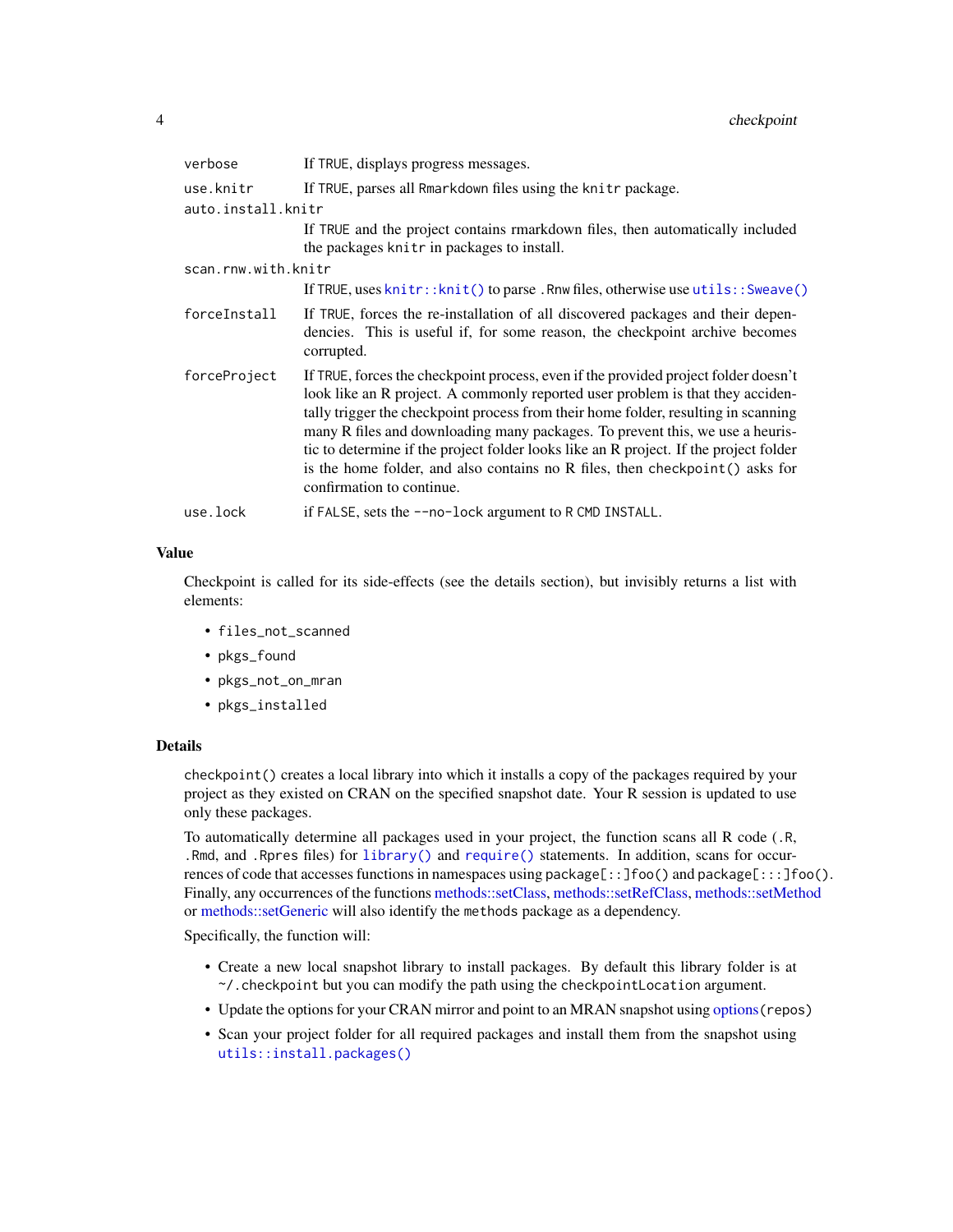| | |
|---|---|
| `verbose` | If `TRUE`, displays progress messages. |
| `use.knitr` | If `TRUE`, parses all `Rmarkdown` files using the `knitr` package. |
| `auto.install.knitr` | If `TRUE` and the project contains rmarkdown files, then automatically included the packages `knitr` in packages to install. |
| `scan.rnw.with.knitr` | If `TRUE`, uses `knitr::knit()` to parse `.Rnw` files, otherwise use `utils::Sweave()` |
| `forceInstall` | If `TRUE`, forces the re-installation of all discovered packages and their dependencies. This is useful if, for some reason, the checkpoint archive becomes corrupted. |
| `forceProject` | If `TRUE`, forces the checkpoint process, even if the provided project folder doesn't look like an R project. A commonly reported user problem is that they accidentally trigger the checkpoint process from their home folder, resulting in scanning many R files and downloading many packages. To prevent this, we use a heuristic to determine if the project folder looks like an R project. If the project folder is the home folder, and also contains no R files, then `checkpoint()` asks for confirmation to continue. |
| `use.lock` | if `FALSE`, sets the `--no-lock` argument to `R CMD INSTALL`. |

## Value

Checkpoint is called for its side-effects (see the details section), but invisibly returns a list with elements:

- `files_not_scanned`
- `pkgs_found`
- `pkgs_not_on_mran`
- `pkgs_installed`

## Details

`checkpoint()` creates a local library into which it installs a copy of the packages required by your project as they existed on CRAN on the specified snapshot date. Your R session is updated to use only these packages.

To automatically determine all packages used in your project, the function scans all R code (`.R`, `.Rmd`, and `.Rpres` files) for `library()` and `require()` statements. In addition, scans for occurrences of code that accesses functions in namespaces using `package[::]foo()` and `package[:::]foo()`. Finally, any occurrences of the functions methods::setClass, methods::setRefClass, methods::setMethod or methods::setGeneric will also identify the `methods` package as a dependency.

Specifically, the function will:

- Create a new local snapshot library to install packages. By default this library folder is at `~/.checkpoint` but you can modify the path using the `checkpointLocation` argument.
- Update the options for your CRAN mirror and point to an MRAN snapshot using options(`repos`)
- Scan your project folder for all required packages and install them from the snapshot using `utils::install.packages()`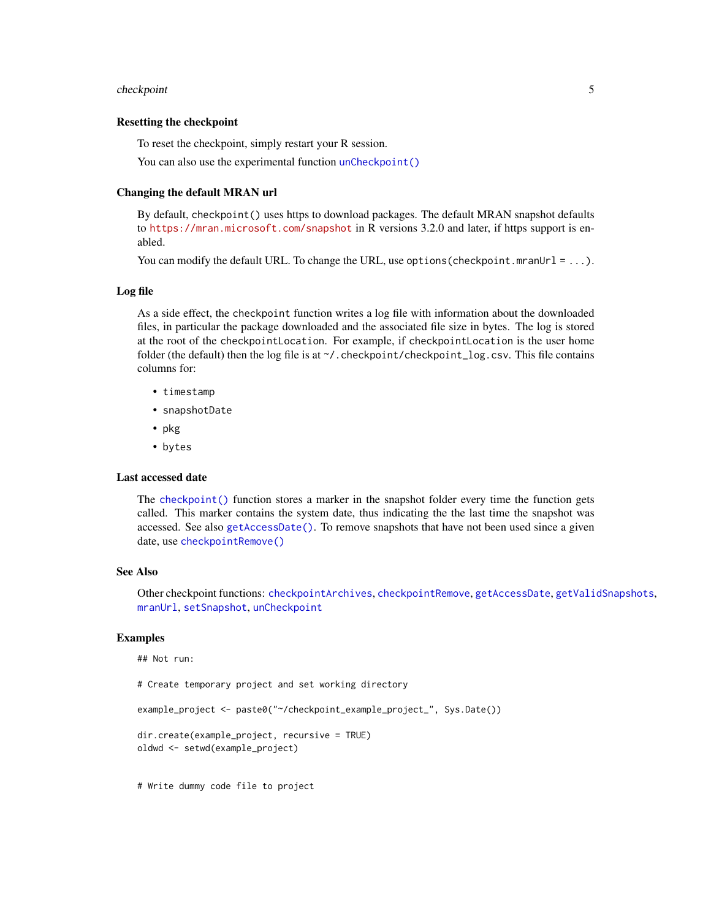### Resetting the checkpoint

To reset the checkpoint, simply restart your R session.

You can also use the experimental function `unCheckpoint()`

### Changing the default MRAN url

By default, `checkpoint()` uses https to download packages. The default MRAN snapshot defaults to https://mran.microsoft.com/snapshot in R versions 3.2.0 and later, if https support is enabled.

You can modify the default URL. To change the URL, use `options(checkpoint.mranUrl = ...)`.

### Log file

As a side effect, the `checkpoint` function writes a log file with information about the downloaded files, in particular the package downloaded and the associated file size in bytes. The log is stored at the root of the `checkpointLocation`. For example, if `checkpointLocation` is the user home folder (the default) then the log file is at `~/.checkpoint/checkpoint_log.csv`. This file contains columns for:

- `timestamp`
- `snapshotDate`
- `pkg`
- `bytes`

### Last accessed date

The `checkpoint()` function stores a marker in the snapshot folder every time the function gets called. This marker contains the system date, thus indicating the the last time the snapshot was accessed. See also `getAccessDate()`. To remove snapshots that have not been used since a given date, use `checkpointRemove()`

## See Also

Other checkpoint functions: `checkpointArchives`, `checkpointRemove`, `getAccessDate`, `getValidSnapshots`, `mranUrl`, `setSnapshot`, `unCheckpoint`

## Examples

```
## Not run:

# Create temporary project and set working directory

example_project <- paste0("~/checkpoint_example_project_", Sys.Date())

dir.create(example_project, recursive = TRUE)
oldwd <- setwd(example_project)


# Write dummy code file to project
```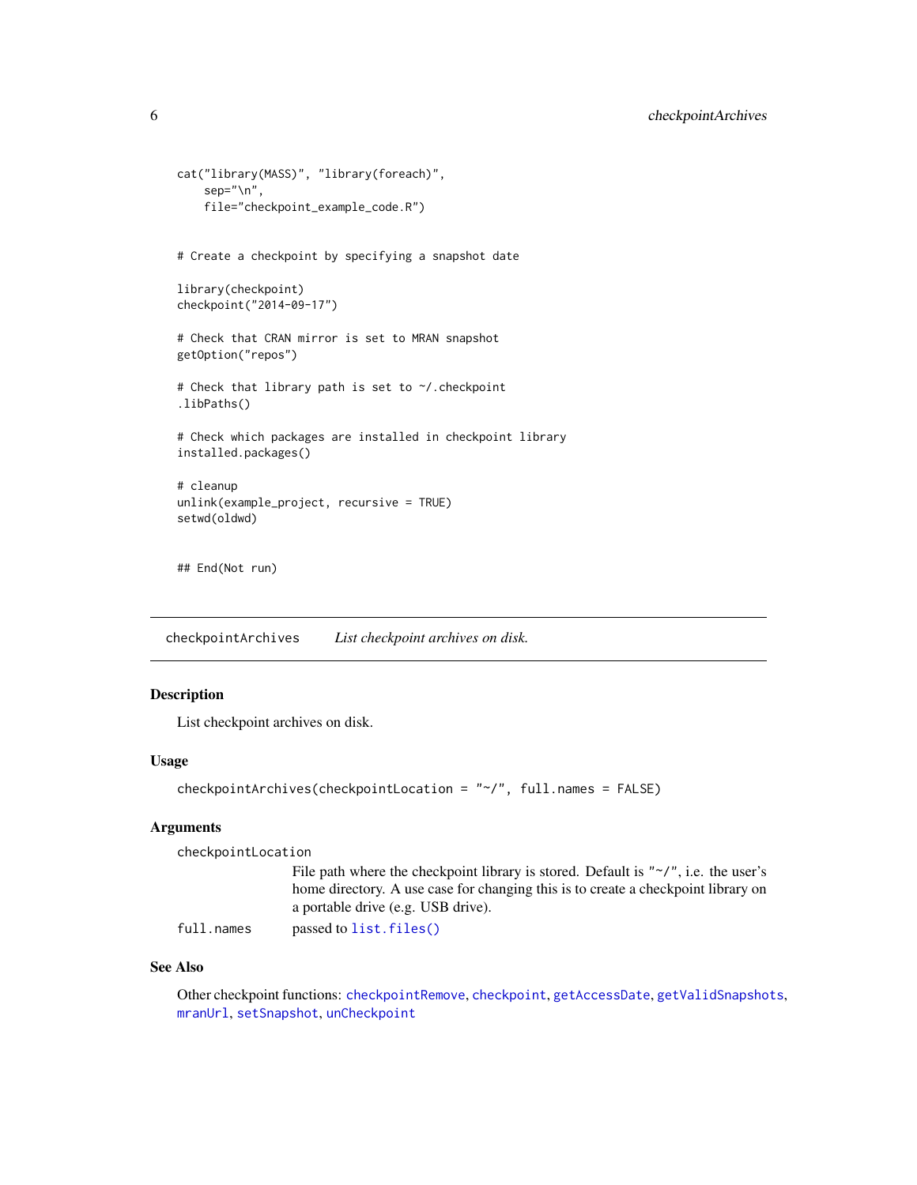```
cat("library(MASS)", "library(foreach)",
    sep="\n",
    file="checkpoint_example_code.R")


# Create a checkpoint by specifying a snapshot date

library(checkpoint)
checkpoint("2014-09-17")

# Check that CRAN mirror is set to MRAN snapshot
getOption("repos")

# Check that library path is set to ~/.checkpoint
.libPaths()

# Check which packages are installed in checkpoint library
installed.packages()

# cleanup
unlink(example_project, recursive = TRUE)
setwd(oldwd)


## End(Not run)
```

## checkpointArchives *List checkpoint archives on disk.*

### Description

List checkpoint archives on disk.

### Usage

```
checkpointArchives(checkpointLocation = "~/", full.names = FALSE)
```

### Arguments

`checkpointLocation`
: File path where the checkpoint library is stored. Default is "~/", i.e. the user's home directory. A use case for changing this is to create a checkpoint library on a portable drive (e.g. USB drive).

`full.names`
: passed to `list.files()`

### See Also

Other checkpoint functions: `checkpointRemove`, `checkpoint`, `getAccessDate`, `getValidSnapshots`, `mranUrl`, `setSnapshot`, `unCheckpoint`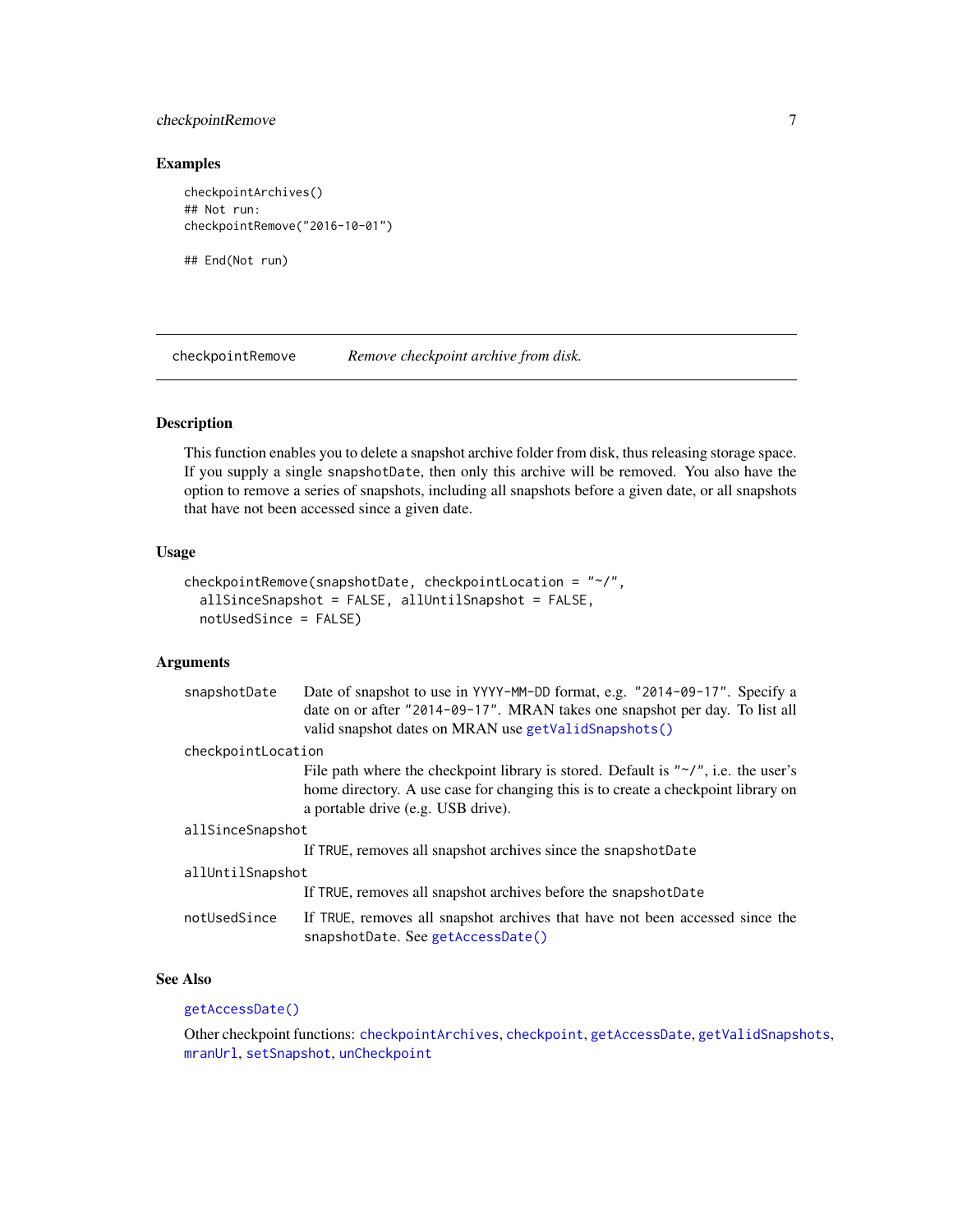## Examples

```
checkpointArchives()
## Not run:
checkpointRemove("2016-10-01")

## End(Not run)
```

---

# checkpointRemove — *Remove checkpoint archive from disk.*

---

## Description

This function enables you to delete a snapshot archive folder from disk, thus releasing storage space. If you supply a single `snapshotDate`, then only this archive will be removed. You also have the option to remove a series of snapshots, including all snapshots before a given date, or all snapshots that have not been accessed since a given date.

## Usage

```
checkpointRemove(snapshotDate, checkpointLocation = "~/",
  allSinceSnapshot = FALSE, allUntilSnapshot = FALSE,
  notUsedSince = FALSE)
```

## Arguments

`snapshotDate`
: Date of snapshot to use in `YYYY-MM-DD` format, e.g. `"2014-09-17"`. Specify a date on or after `"2014-09-17"`. MRAN takes one snapshot per day. To list all valid snapshot dates on MRAN use `getValidSnapshots()`

`checkpointLocation`
: File path where the checkpoint library is stored. Default is `"~/"`, i.e. the user's home directory. A use case for changing this is to create a checkpoint library on a portable drive (e.g. USB drive).

`allSinceSnapshot`
: If `TRUE`, removes all snapshot archives since the `snapshotDate`

`allUntilSnapshot`
: If `TRUE`, removes all snapshot archives before the `snapshotDate`

`notUsedSince`
: If `TRUE`, removes all snapshot archives that have not been accessed since the `snapshotDate`. See `getAccessDate()`

## See Also

`getAccessDate()`

Other checkpoint functions: `checkpointArchives`, `checkpoint`, `getAccessDate`, `getValidSnapshots`, `mranUrl`, `setSnapshot`, `unCheckpoint`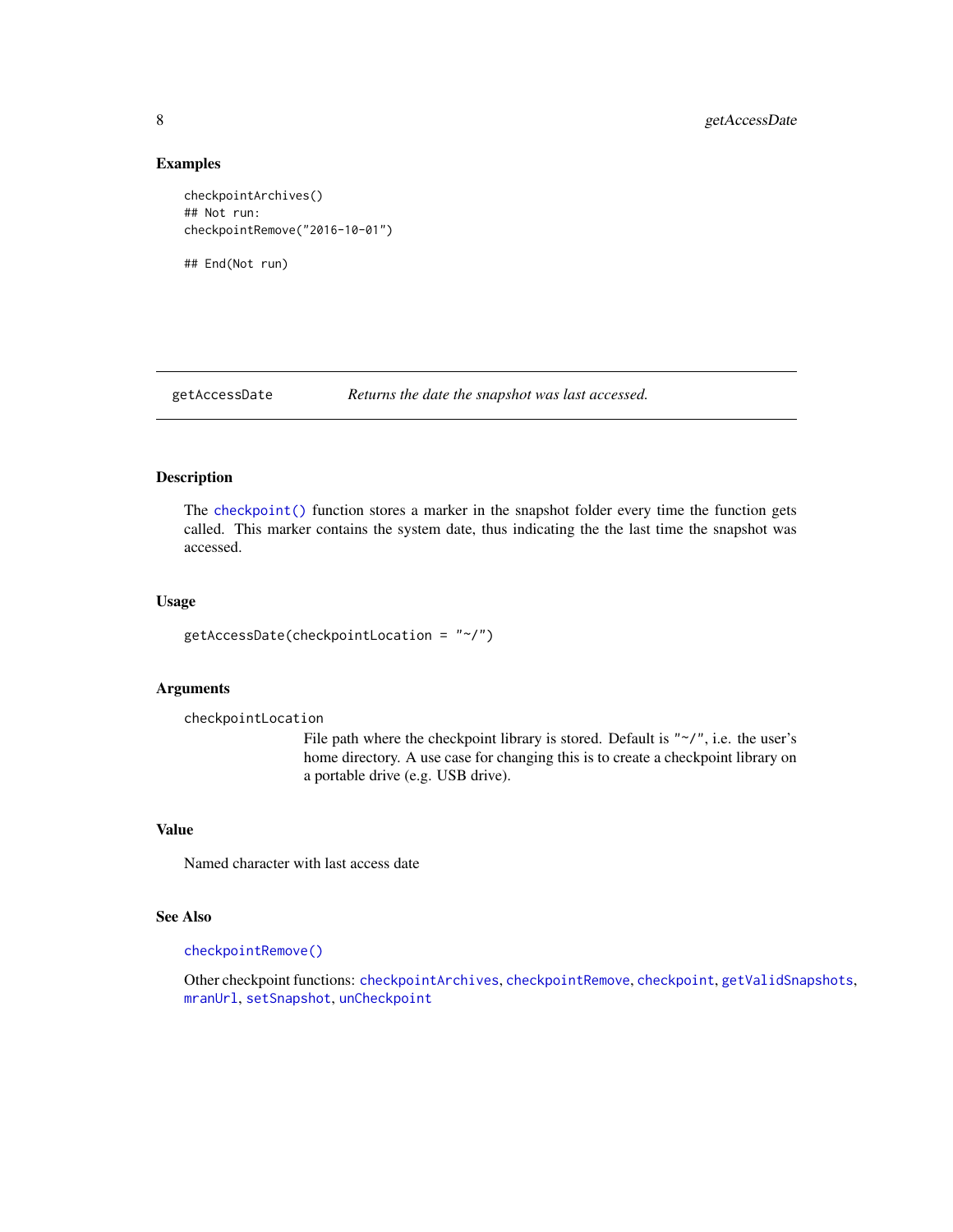### Examples

```
checkpointArchives()
## Not run:
checkpointRemove("2016-10-01")

## End(Not run)
```

---

## getAccessDate — *Returns the date the snapshot was last accessed.*

---

### Description

The `checkpoint()` function stores a marker in the snapshot folder every time the function gets called. This marker contains the system date, thus indicating the the last time the snapshot was accessed.

### Usage

```
getAccessDate(checkpointLocation = "~/")
```

### Arguments

`checkpointLocation`
: File path where the checkpoint library is stored. Default is `"~/"`, i.e. the user's home directory. A use case for changing this is to create a checkpoint library on a portable drive (e.g. USB drive).

### Value

Named character with last access date

### See Also

`checkpointRemove()`

Other checkpoint functions: `checkpointArchives`, `checkpointRemove`, `checkpoint`, `getValidSnapshots`, `mranUrl`, `setSnapshot`, `unCheckpoint`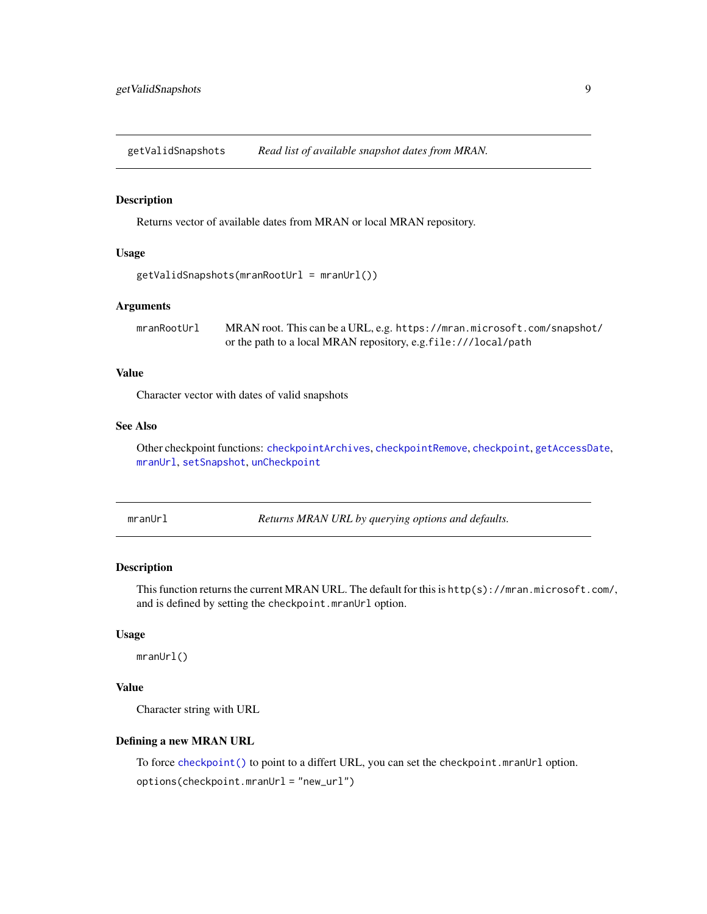## getValidSnapshots — *Read list of available snapshot dates from MRAN.*

### Description

Returns vector of available dates from MRAN or local MRAN repository.

### Usage

```
getValidSnapshots(mranRootUrl = mranUrl())
```

### Arguments

| | |
|---|---|
| mranRootUrl | MRAN root. This can be a URL, e.g. `https://mran.microsoft.com/snapshot/` or the path to a local MRAN repository, e.g.`file:///local/path` |

### Value

Character vector with dates of valid snapshots

### See Also

Other checkpoint functions: `checkpointArchives`, `checkpointRemove`, `checkpoint`, `getAccessDate`, `mranUrl`, `setSnapshot`, `unCheckpoint`

## mranUrl — *Returns MRAN URL by querying options and defaults.*

### Description

This function returns the current MRAN URL. The default for this is `http(s)://mran.microsoft.com/`, and is defined by setting the `checkpoint.mranUrl` option.

### Usage

```
mranUrl()
```

### Value

Character string with URL

### Defining a new MRAN URL

To force `checkpoint()` to point to a differt URL, you can set the `checkpoint.mranUrl` option.

```
options(checkpoint.mranUrl = "new_url")
```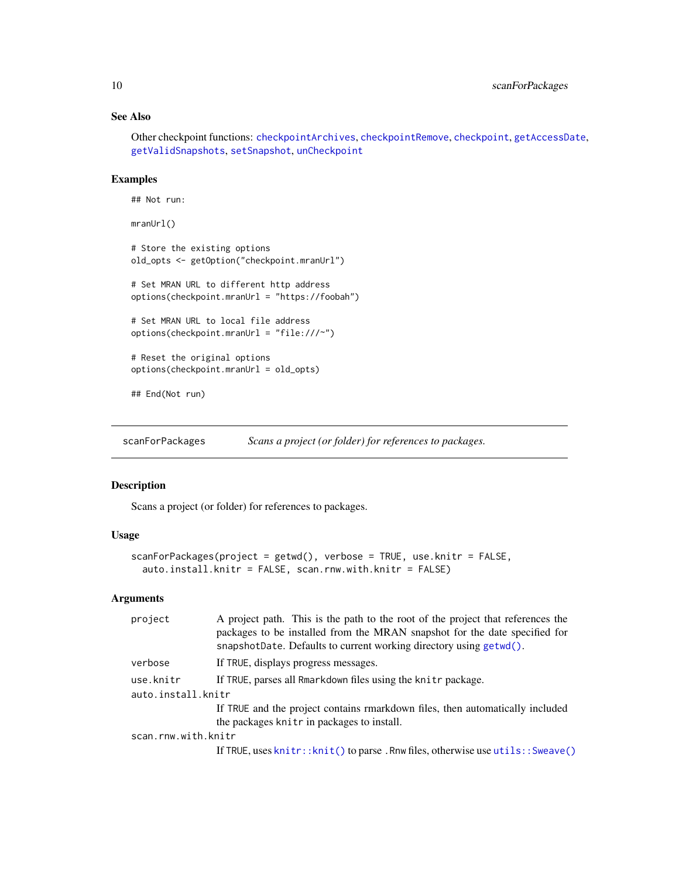### See Also

Other checkpoint functions: `checkpointArchives`, `checkpointRemove`, `checkpoint`, `getAccessDate`, `getValidSnapshots`, `setSnapshot`, `unCheckpoint`

### Examples

```
## Not run:

mranUrl()

# Store the existing options
old_opts <- getOption("checkpoint.mranUrl")

# Set MRAN URL to different http address
options(checkpoint.mranUrl = "https://foobah")

# Set MRAN URL to local file address
options(checkpoint.mranUrl = "file:///~")

# Reset the original options
options(checkpoint.mranUrl = old_opts)

## End(Not run)
```

---

## scanForPackages — *Scans a project (or folder) for references to packages.*

---

### Description

Scans a project (or folder) for references to packages.

### Usage

```
scanForPackages(project = getwd(), verbose = TRUE, use.knitr = FALSE,
  auto.install.knitr = FALSE, scan.rnw.with.knitr = FALSE)
```

### Arguments

| | |
|---|---|
| `project` | A project path. This is the path to the root of the project that references the packages to be installed from the MRAN snapshot for the date specified for `snapshotDate`. Defaults to current working directory using `getwd()`. |
| `verbose` | If `TRUE`, displays progress messages. |
| `use.knitr` | If `TRUE`, parses all `Rmarkdown` files using the `knitr` package. |
| `auto.install.knitr` | If `TRUE` and the project contains rmarkdown files, then automatically included the packages `knitr` in packages to install. |
| `scan.rnw.with.knitr` | If `TRUE`, uses `knitr::knit()` to parse `.Rnw` files, otherwise use `utils::Sweave()` |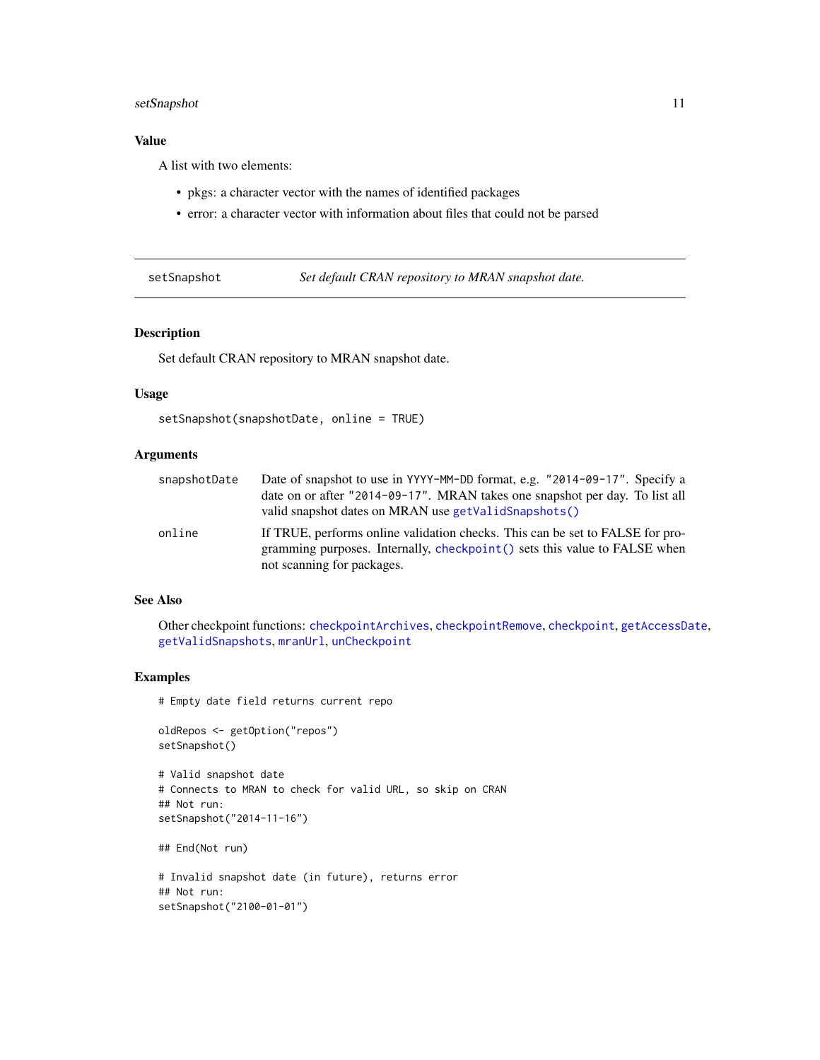### Value

A list with two elements:

- pkgs: a character vector with the names of identified packages
- error: a character vector with information about files that could not be parsed

---

## setSnapshot — *Set default CRAN repository to MRAN snapshot date.*

---

### Description

Set default CRAN repository to MRAN snapshot date.

### Usage

```
setSnapshot(snapshotDate, online = TRUE)
```

### Arguments

| | |
|---|---|
| `snapshotDate` | Date of snapshot to use in `YYYY-MM-DD` format, e.g. `"2014-09-17"`. Specify a date on or after `"2014-09-17"`. MRAN takes one snapshot per day. To list all valid snapshot dates on MRAN use `getValidSnapshots()` |
| `online` | If TRUE, performs online validation checks. This can be set to FALSE for programming purposes. Internally, `checkpoint()` sets this value to FALSE when not scanning for packages. |

### See Also

Other checkpoint functions: `checkpointArchives`, `checkpointRemove`, `checkpoint`, `getAccessDate`, `getValidSnapshots`, `mranUrl`, `unCheckpoint`

### Examples

```
# Empty date field returns current repo

oldRepos <- getOption("repos")
setSnapshot()

# Valid snapshot date
# Connects to MRAN to check for valid URL, so skip on CRAN
## Not run:
setSnapshot("2014-11-16")

## End(Not run)

# Invalid snapshot date (in future), returns error
## Not run:
setSnapshot("2100-01-01")
```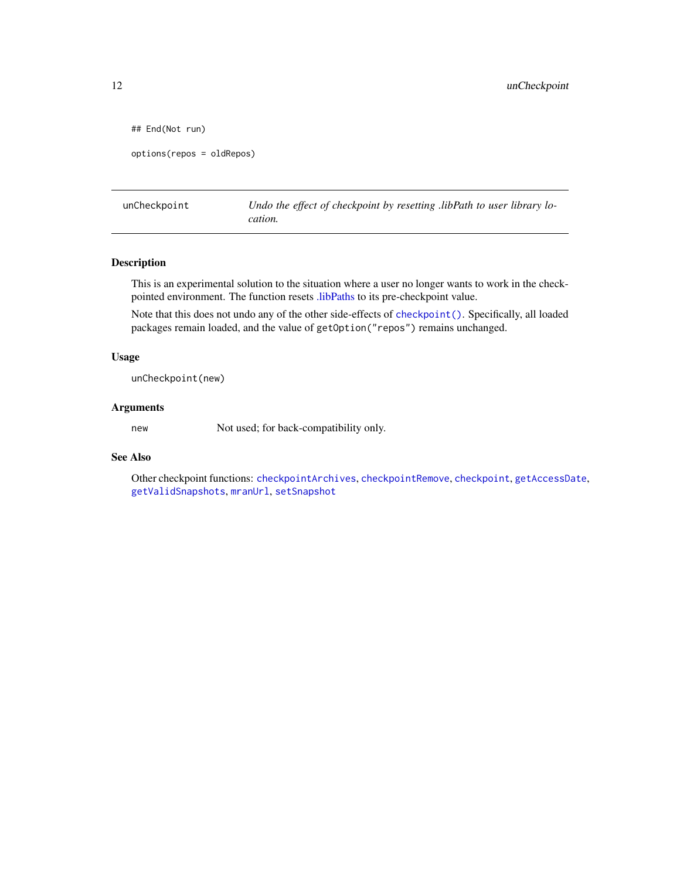```
## End(Not run)

options(repos = oldRepos)
```

## unCheckpoint — *Undo the effect of checkpoint by resetting .libPath to user library location.*

### Description

This is an experimental solution to the situation where a user no longer wants to work in the checkpointed environment. The function resets .libPaths to its pre-checkpoint value.

Note that this does not undo any of the other side-effects of `checkpoint()`. Specifically, all loaded packages remain loaded, and the value of `getOption("repos")` remains unchanged.

### Usage

```
unCheckpoint(new)
```

### Arguments

| | |
|---|---|
| `new` | Not used; for back-compatibility only. |

### See Also

Other checkpoint functions: `checkpointArchives`, `checkpointRemove`, `checkpoint`, `getAccessDate`, `getValidSnapshots`, `mranUrl`, `setSnapshot`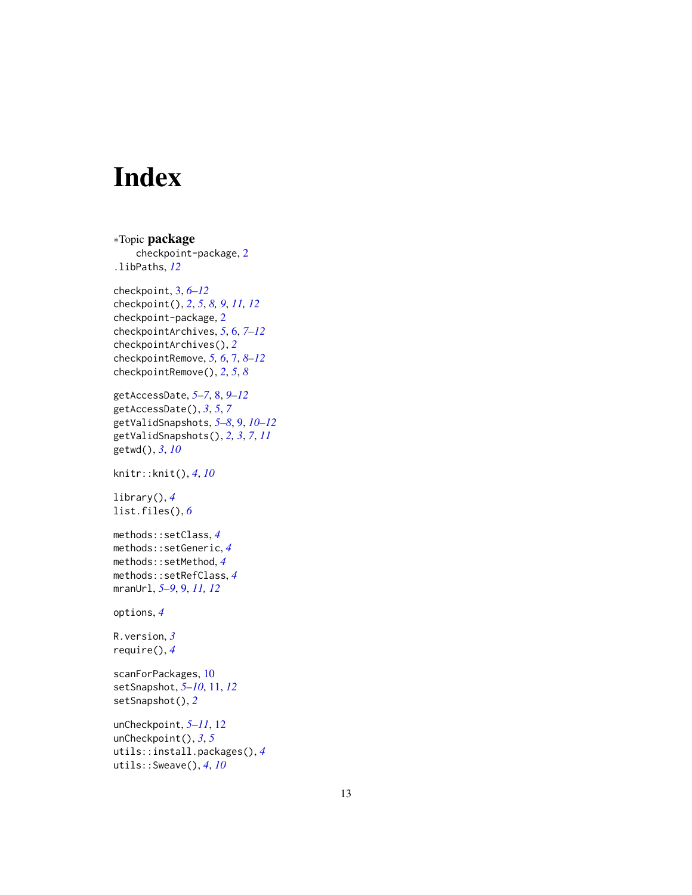# Index

*Topic **package**

checkpoint-package, 2

.libPaths, *12*

checkpoint, 3, *6–12*

checkpoint(), *2*, *5*, *8, 9*, *11, 12*

checkpoint-package, 2

checkpointArchives, *5*, 6, *7–12*

checkpointArchives(), *2*

checkpointRemove, *5, 6*, 7, *8–12*

checkpointRemove(), *2*, *5*, *8*

getAccessDate, *5–7*, 8, *9–12*

getAccessDate(), *3*, *5*, *7*

getValidSnapshots, *5–8*, 9, *10–12*

getValidSnapshots(), *2, 3*, *7*, *11*

getwd(), *3*, *10*

knitr::knit(), *4*, *10*

library(), *4*

list.files(), *6*

methods::setClass, *4*

methods::setGeneric, *4*

methods::setMethod, *4*

methods::setRefClass, *4*

mranUrl, *5–9*, 9, *11, 12*

options, *4*

R.version, *3*

require(), *4*

scanForPackages, 10

setSnapshot, *5–10*, 11, *12*

setSnapshot(), *2*

unCheckpoint, *5–11*, 12

unCheckpoint(), *3*, *5*

utils::install.packages(), *4*

utils::Sweave(), *4*, *10*